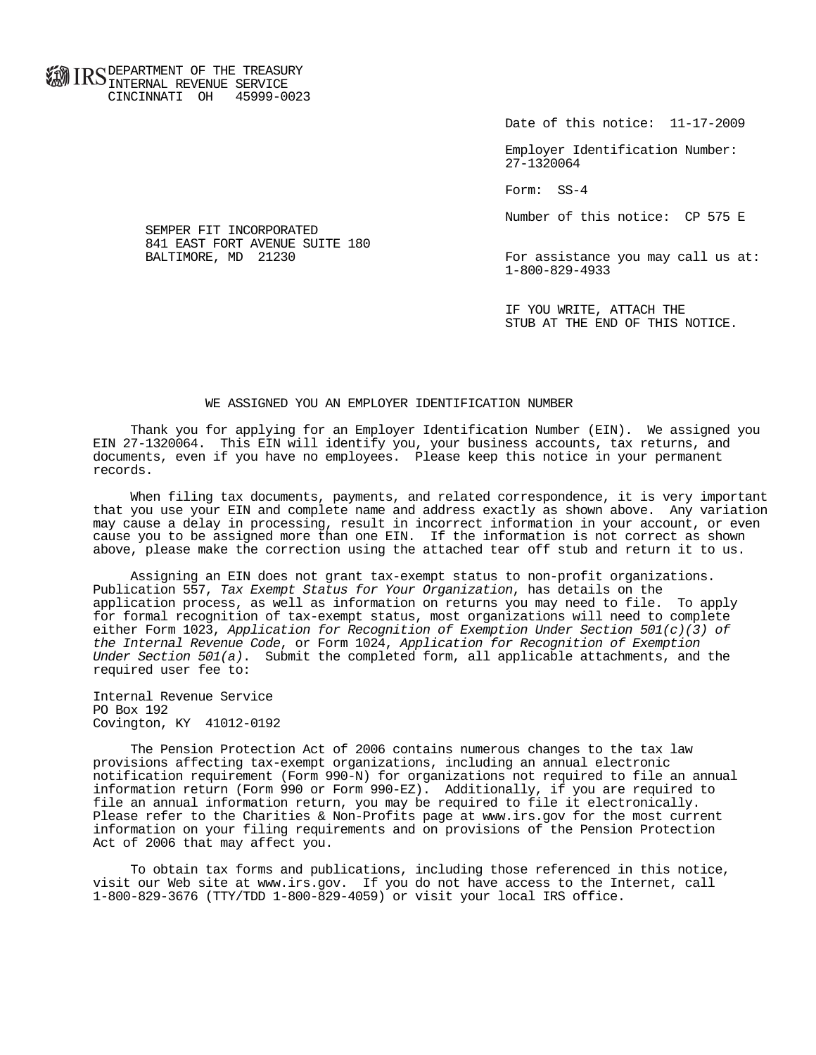DEPARTMENT OF THE TREASURY
INTERNAL REVENUE SERVICE
CINCINNATI OH 45999-0023

Date of this notice: 11-17-2009

Employer Identification Number:
27-1320064

Form: SS-4

Number of this notice: CP 575 E

SEMPER FIT INCORPORATED
841 EAST FORT AVENUE SUITE 180
BALTIMORE, MD 21230

For assistance you may call us at:
1-800-829-4933

IF YOU WRITE, ATTACH THE
STUB AT THE END OF THIS NOTICE.

## WE ASSIGNED YOU AN EMPLOYER IDENTIFICATION NUMBER

Thank you for applying for an Employer Identification Number (EIN). We assigned you EIN 27-1320064. This EIN will identify you, your business accounts, tax returns, and documents, even if you have no employees. Please keep this notice in your permanent records.

When filing tax documents, payments, and related correspondence, it is very important that you use your EIN and complete name and address exactly as shown above. Any variation may cause a delay in processing, result in incorrect information in your account, or even cause you to be assigned more than one EIN. If the information is not correct as shown above, please make the correction using the attached tear off stub and return it to us.

Assigning an EIN does not grant tax-exempt status to non-profit organizations. Publication 557, *Tax Exempt Status for Your Organization*, has details on the application process, as well as information on returns you may need to file. To apply for formal recognition of tax-exempt status, most organizations will need to complete either Form 1023, *Application for Recognition of Exemption Under Section 501(c)(3) of the Internal Revenue Code*, or Form 1024, *Application for Recognition of Exemption Under Section 501(a)*. Submit the completed form, all applicable attachments, and the required user fee to:

Internal Revenue Service
PO Box 192
Covington, KY 41012-0192

The Pension Protection Act of 2006 contains numerous changes to the tax law provisions affecting tax-exempt organizations, including an annual electronic notification requirement (Form 990-N) for organizations not required to file an annual information return (Form 990 or Form 990-EZ). Additionally, if you are required to file an annual information return, you may be required to file it electronically. Please refer to the Charities & Non-Profits page at www.irs.gov for the most current information on your filing requirements and on provisions of the Pension Protection Act of 2006 that may affect you.

To obtain tax forms and publications, including those referenced in this notice, visit our Web site at www.irs.gov. If you do not have access to the Internet, call 1-800-829-3676 (TTY/TDD 1-800-829-4059) or visit your local IRS office.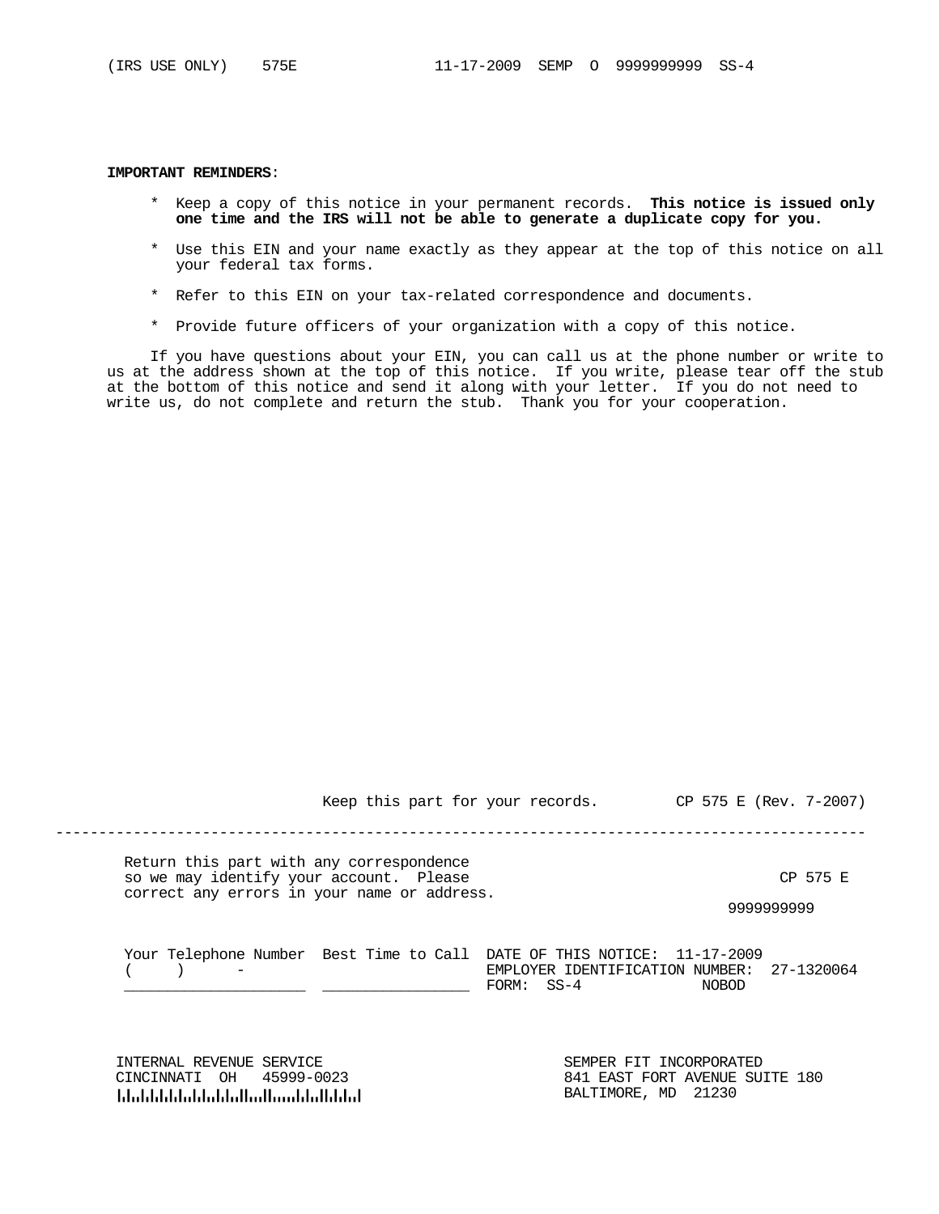(IRS USE ONLY)   575E   11-17-2009  SEMP  O  9999999999  SS-4

**IMPORTANT REMINDERS**:

* Keep a copy of this notice in your permanent records. **This notice is issued only one time and the IRS will not be able to generate a duplicate copy for you.**
* Use this EIN and your name exactly as they appear at the top of this notice on all your federal tax forms.
* Refer to this EIN on your tax-related correspondence and documents.
* Provide future officers of your organization with a copy of this notice.

If you have questions about your EIN, you can call us at the phone number or write to us at the address shown at the top of this notice. If you write, please tear off the stub at the bottom of this notice and send it along with your letter. If you do not need to write us, do not complete and return the stub. Thank you for your cooperation.

Keep this part for your records.   CP 575 E (Rev. 7-2007)

---

Return this part with any correspondence so we may identify your account. Please correct any errors in your name or address.

CP 575 E

9999999999

| Your Telephone Number | Best Time to Call | |
|---|---|---|
| (     )     - | | DATE OF THIS NOTICE: 11-17-2009 |
| | | EMPLOYER IDENTIFICATION NUMBER: 27-1320064 |
| ____________________ | ________________ | FORM: SS-4   NOBOD |

INTERNAL REVENUE SERVICE
CINCINNATI OH 45999-0023

SEMPER FIT INCORPORATED
841 EAST FORT AVENUE SUITE 180
BALTIMORE, MD 21230